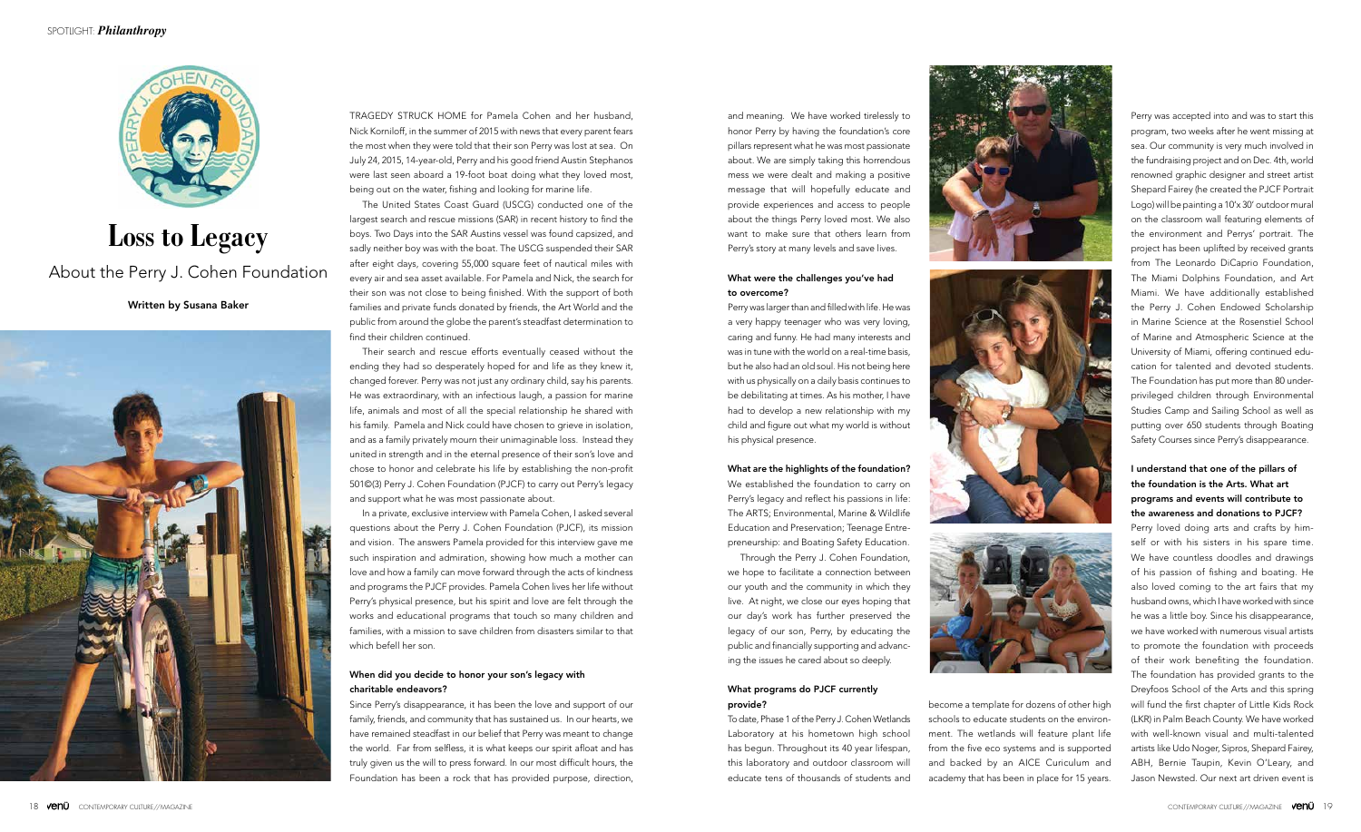# Loss to Legacy

## About the Perry J. Cohen Foundation

**Written by Susana Baker**

TRAGEDY STRUCK HOME for Pamela Cohen and her husband, Nick Korniloff, in the summer of 2015 with news that every parent fears the most when they were told that their son Perry was lost at sea. On July 24, 2015, 14-year-old, Perry and his good friend Austin Stephanos were last seen aboard a 19-foot boat doing what they loved most, being out on the water, fishing and looking for marine life.

The United States Coast Guard (USCG) conducted one of the largest search and rescue missions (SAR) in recent history to find the boys. Two Days into the SAR Austins vessel was found capsized, and sadly neither boy was with the boat. The USCG suspended their SAR after eight days, covering 55,000 square feet of nautical miles with every air and sea asset available. For Pamela and Nick, the search for their son was not close to being finished. With the support of both families and private funds donated by friends, the Art World and the public from around the globe the parent's steadfast determination to find their children continued.

Their search and rescue efforts eventually ceased without the ending they had so desperately hoped for and life as they knew it, changed forever. Perry was not just any ordinary child, say his parents. He was extraordinary, with an infectious laugh, a passion for marine life, animals and most of all the special relationship he shared with his family. Pamela and Nick could have chosen to grieve in isolation, and as a family privately mourn their unimaginable loss. Instead they united in strength and in the eternal presence of their son's love and chose to honor and celebrate his life by establishing the non-profit 501©(3) Perry J. Cohen Foundation (PJCF) to carry out Perry's legacy and support what he was most passionate about.

In a private, exclusive interview with Pamela Cohen, I asked several questions about the Perry J. Cohen Foundation (PJCF), its mission and vision. The answers Pamela provided for this interview gave me such inspiration and admiration, showing how much a mother can love and how a family can move forward through the acts of kindness and programs the PJCF provides. Pamela Cohen lives her life without Perry's physical presence, but his spirit and love are felt through the works and educational programs that touch so many children and families, with a mission to save children from disasters similar to that which befell her son.

**When did you decide to honor your son's legacy with charitable endeavors?**

Since Perry's disappearance, it has been the love and support of our family, friends, and community that has sustained us. In our hearts, we have remained steadfast in our belief that Perry was meant to change the world. Far from selfless, it is what keeps our spirit afloat and has truly given us the will to press forward. In our most difficult hours, the Foundation has been a rock that has provided purpose, direction, and meaning. We have worked tirelessly to honor Perry by having the foundation's core pillars represent what he was most passionate about. We are simply taking this horrendous mess we were dealt and making a positive message that will hopefully educate and provide experiences and access to people about the things Perry loved most. We also want to make sure that others learn from Perry's story at many levels and save lives.

**What were the challenges you've had to overcome?**

Perry was larger than and filled with life. He was a very happy teenager who was very loving, caring and funny. He had many interests and was in tune with the world on a real-time basis, but he also had an old soul. His not being here with us physically on a daily basis continues to be debilitating at times. As his mother, I have had to develop a new relationship with my child and figure out what my world is without his physical presence.

**What are the highlights of the foundation?**

We established the foundation to carry on Perry's legacy and reflect his passions in life: The ARTS; Environmental, Marine & Wildlife Education and Preservation; Teenage Entrepreneurship: and Boating Safety Education.

Through the Perry J. Cohen Foundation, we hope to facilitate a connection between our youth and the community in which they live. At night, we close our eyes hoping that our day's work has further preserved the legacy of our son, Perry, by educating the public and financially supporting and advancing the issues he cared about so deeply.

**What programs do PJCF currently provide?**

To date, Phase 1 of the Perry J. Cohen Wetlands Laboratory at his hometown high school has begun. Throughout its 40 year lifespan, this laboratory and outdoor classroom will educate tens of thousands of students and become a template for dozens of other high schools to educate students on the environment. The wetlands will feature plant life from the five eco systems and is supported and backed by an AICE Curiculum and academy that has been in place for 15 years. Perry was accepted into and was to start this program, two weeks after he went missing at sea. Our community is very much involved in the fundraising project and on Dec. 4th, world renowned graphic designer and street artist Shepard Fairey (he created the PJCF Portrait Logo) will be painting a 10'x 30' outdoor mural on the classroom wall featuring elements of the environment and Perrys' portrait. The project has been uplifted by received grants from The Leonardo DiCaprio Foundation, The Miami Dolphins Foundation, and Art Miami. We have additionally established the Perry J. Cohen Endowed Scholarship in Marine Science at the Rosenstiel School of Marine and Atmospheric Science at the University of Miami, offering continued education for talented and devoted students. The Foundation has put more than 80 underprivileged children through Environmental Studies Camp and Sailing School as well as putting over 650 students through Boating Safety Courses since Perry's disappearance.

**I understand that one of the pillars of the foundation is the Arts. What art programs and events will contribute to the awareness and donations to PJCF?**

Perry loved doing arts and crafts by himself or with his sisters in his spare time. We have countless doodles and drawings of his passion of fishing and boating. He also loved coming to the art fairs that my husband owns, which I have worked with since he was a little boy. Since his disappearance, we have worked with numerous visual artists to promote the foundation with proceeds of their work benefiting the foundation. The foundation has provided grants to the Dreyfoos School of the Arts and this spring will fund the first chapter of Little Kids Rock (LKR) in Palm Beach County. We have worked with well-known visual and multi-talented artists like Udo Noger, Sipros, Shepard Fairey, ABH, Bernie Taupin, Kevin O'Leary, and Jason Newsted. Our next art driven event is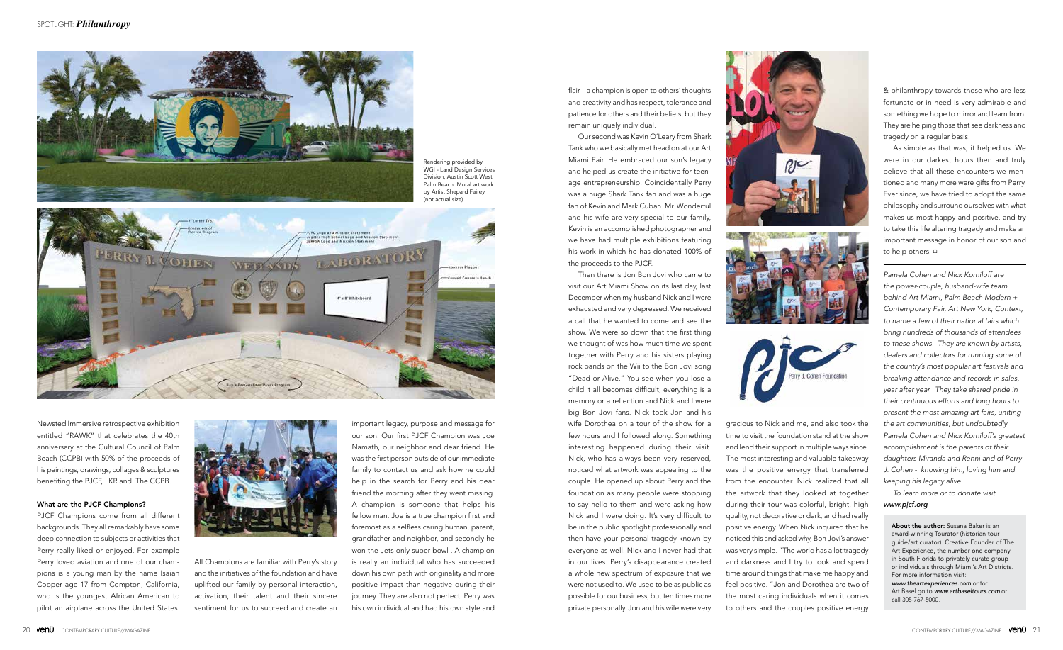Rendering provided by WGI - Land Design Services Division, Austin Scott West Palm Beach. Mural art work by Artist Shepard Fairey (not actual size).

Newsted Immersive retrospective exhibition entitled "RAWK" that celebrates the 40th anniversary at the Cultural Council of Palm Beach (CCPB) with 50% of the proceeds of his paintings, drawings, collages & sculptures benefiting the PJCF, LKR and The CCPB.

**What are the PJCF Champions?**

PJCF Champions come from all different backgrounds. They all remarkably have some deep connection to subjects or activities that Perry really liked or enjoyed. For example Perry loved aviation and one of our champions is a young man by the name Isaiah Cooper age 17 from Compton, California, who is the youngest African American to pilot an airplane across the United States.

All Champions are familiar with Perry's story and the initiatives of the foundation and have uplifted our family by personal interaction, activation, their talent and their sincere sentiment for us to succeed and create an important legacy, purpose and message for our son. Our first PJCF Champion was Joe Namath, our neighbor and dear friend. He was the first person outside of our immediate family to contact us and ask how he could help in the search for Perry and his dear friend the morning after they went missing. A champion is someone that helps his fellow man. Joe is a true champion first and foremost as a selfless caring human, parent, grandfather and neighbor, and secondly he won the Jets only super bowl . A champion is really an individual who has succeeded down his own path with originality and more positive impact than negative during their journey. They are also not perfect. Perry was his own individual and had his own style and flair – a champion is open to others' thoughts and creativity and has respect, tolerance and patience for others and their beliefs, but they remain uniquely individual.

Our second was Kevin O'Leary from Shark Tank who we basically met head on at our Art Miami Fair. He embraced our son's legacy and helped us create the initiative for teenage entrepreneurship. Coincidentally Perry was a huge Shark Tank fan and was a huge fan of Kevin and Mark Cuban. Mr. Wonderful and his wife are very special to our family, Kevin is an accomplished photographer and we have had multiple exhibitions featuring his work in which he has donated 100% of the proceeds to the PJCF.

Then there is Jon Bon Jovi who came to visit our Art Miami Show on its last day, last December when my husband Nick and I were exhausted and very depressed. We received a call that he wanted to come and see the show. We were so down that the first thing we thought of was how much time we spent together with Perry and his sisters playing rock bands on the Wii to the Bon Jovi song "Dead or Alive." You see when you lose a child it all becomes difficult, everything is a memory or a reflection and Nick and I were big Bon Jovi fans. Nick took Jon and his wife Dorothea on a tour of the show for a few hours and I followed along. Something interesting happened during their visit. Nick, who has always been very reserved, noticed what artwork was appealing to the couple. He opened up about Perry and the foundation as many people were stopping to say hello to them and were asking how Nick and I were doing. It's very difficult to be in the public spotlight professionally and then have your personal tragedy known by everyone as well. Nick and I never had that in our lives. Perry's disappearance created a whole new spectrum of exposure that we were not used to. We used to be as public as possible for our business, but ten times more private personally. Jon and his wife were very gracious to Nick and me, and also took the time to visit the foundation stand at the show and lend their support in multiple ways since. The most interesting and valuable takeaway was the positive energy that transferred from the encounter. Nick realized that all the artwork that they looked at together during their tour was colorful, bright, high quality, not decorative or dark, and had really positive energy. When Nick inquired that he noticed this and asked why, Bon Jovi's answer was very simple. "The world has a lot tragedy and darkness and I try to look and spend time around things that make me happy and feel positive. "Jon and Dorothea are two of the most caring individuals when it comes to others and the couples positive energy & philanthropy towards those who are less fortunate or in need is very admirable and something we hope to mirror and learn from. They are helping those that see darkness and tragedy on a regular basis.

As simple as that was, it helped us. We were in our darkest hours then and truly believe that all these encounters we mentioned and many more were gifts from Perry. Ever since, we have tried to adopt the same philosophy and surround ourselves with what makes us most happy and positive, and try to take this life altering tragedy and make an important message in honor of our son and to help others. ◘

*Pamela Cohen and Nick Korniloff are the power-couple, husband-wife team behind Art Miami, Palm Beach Modern + Contemporary Fair, Art New York, Context, to name a few of their national fairs which bring hundreds of thousands of attendees to these shows. They are known by artists, dealers and collectors for running some of the country's most popular art festivals and breaking attendance and records in sales, year after year. They take shared pride in their continuous efforts and long hours to present the most amazing art fairs, uniting the art communities, but undoubtedly Pamela Cohen and Nick Korniloff's greatest accomplishment is the parents of their daughters Miranda and Renni and of Perry J. Cohen - knowing him, loving him and keeping his legacy alive.*

*To learn more or to donate visit* ***www.pjcf.org***

**About the author:** Susana Baker is an award-winning Tourator (historian tour guide/art curator). Creative Founder of The Art Experience, the number one company in South Florida to privately curate group or individuals through Miami's Art Districts. For more information visit: ***www.theartexperiences.com*** or for Art Basel go to ***www.artbaseltours.com*** or call 305-767-5000.